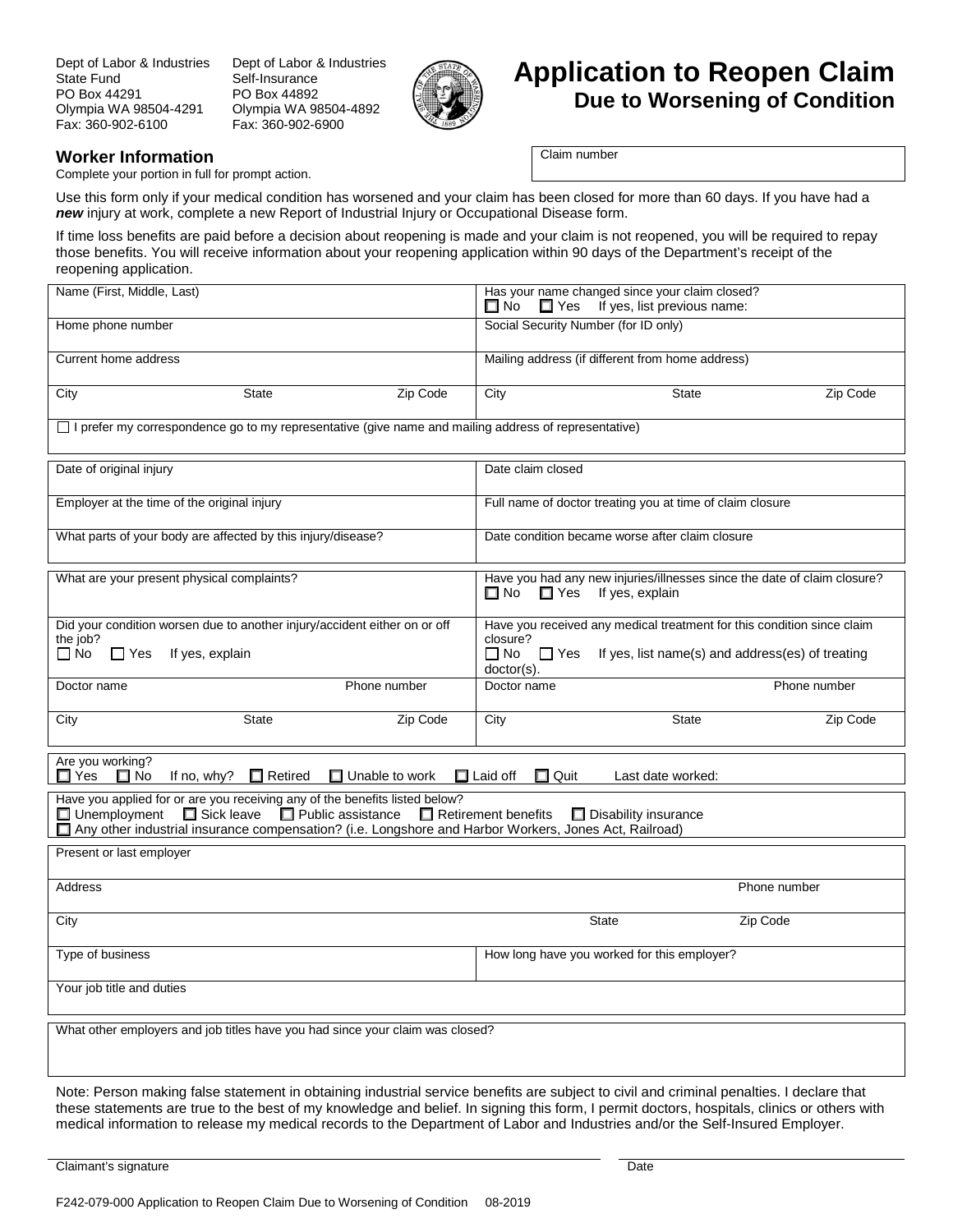Dept of Labor & Industries
State Fund
PO Box 44291
Olympia WA 98504-4291
Fax: 360-902-6100

Dept of Labor & Industries
Self-Insurance
PO Box 44892
Olympia WA 98504-4892
Fax: 360-902-6900

# Application to Reopen Claim
## Due to Worsening of Condition

### Worker Information

Complete your portion in full for prompt action.

Claim number

Use this form only if your medical condition has worsened and your claim has been closed for more than 60 days. If you have had a ***new*** injury at work, complete a new Report of Industrial Injury or Occupational Disease form.

If time loss benefits are paid before a decision about reopening is made and your claim is not reopened, you will be required to repay those benefits. You will receive information about your reopening application within 90 days of the Department's receipt of the reopening application.

| | |
|---|---|
| Name (First, Middle, Last) | Has your name changed since your claim closed? ☐ No ☐ Yes If yes, list previous name: |
| Home phone number | Social Security Number (for ID only) |
| Current home address | Mailing address (if different from home address) |
| City / State / Zip Code | City / State / Zip Code |
| ☐ I prefer my correspondence go to my representative (give name and mailing address of representative) | |

| | |
|---|---|
| Date of original injury | Date claim closed |
| Employer at the time of the original injury | Full name of doctor treating you at time of claim closure |
| What parts of your body are affected by this injury/disease? | Date condition became worse after claim closure |

| | |
|---|---|
| What are your present physical complaints? | Have you had any new injuries/illnesses since the date of claim closure? ☐ No ☐ Yes If yes, explain |
| Did your condition worsen due to another injury/accident either on or off the job? ☐ No ☐ Yes If yes, explain | Have you received any medical treatment for this condition since claim closure? ☐ No ☐ Yes If yes, list name(s) and address(es) of treating doctor(s). |
| Doctor name / Phone number | Doctor name / Phone number |
| City / State / Zip Code | City / State / Zip Code |

Are you working? ☐ Yes ☐ No If no, why? ☐ Retired ☐ Unable to work ☐ Laid off ☐ Quit Last date worked:

Have you applied for or are you receiving any of the benefits listed below?
☐ Unemployment ☐ Sick leave ☐ Public assistance ☐ Retirement benefits ☐ Disability insurance
☐ Any other industrial insurance compensation? (i.e. Longshore and Harbor Workers, Jones Act, Railroad)

| | |
|---|---|
| Present or last employer | |
| Address / Phone number | |
| City / State / Zip Code | |
| Type of business | How long have you worked for this employer? |
| Your job title and duties | |

What other employers and job titles have you had since your claim was closed?

Note: Person making false statement in obtaining industrial service benefits are subject to civil and criminal penalties. I declare that these statements are true to the best of my knowledge and belief. In signing this form, I permit doctors, hospitals, clinics or others with medical information to release my medical records to the Department of Labor and Industries and/or the Self-Insured Employer.

Claimant's signature ______________________ Date ______________

F242-079-000 Application to Reopen Claim Due to Worsening of Condition 08-2019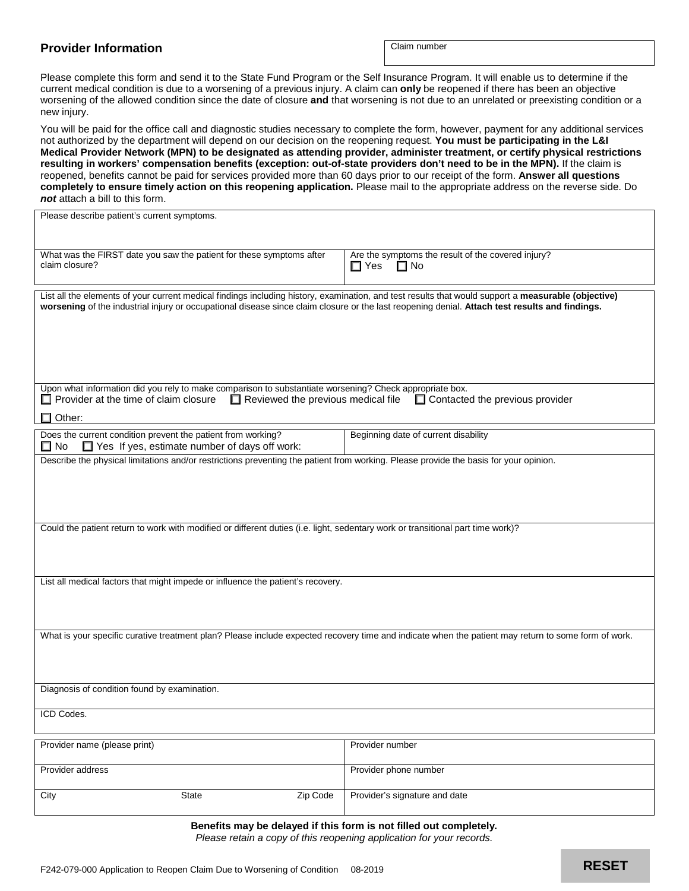## Provider Information

| Claim number |
|---|
| |

Please complete this form and send it to the State Fund Program or the Self Insurance Program. It will enable us to determine if the current medical condition is due to a worsening of a previous injury. A claim can **only** be reopened if there has been an objective worsening of the allowed condition since the date of closure **and** that worsening is not due to an unrelated or preexisting condition or a new injury.

You will be paid for the office call and diagnostic studies necessary to complete the form, however, payment for any additional services not authorized by the department will depend on our decision on the reopening request. **You must be participating in the L&I Medical Provider Network (MPN) to be designated as attending provider, administer treatment, or certify physical restrictions resulting in workers' compensation benefits (exception: out-of-state providers don't need to be in the MPN).** If the claim is reopened, benefits cannot be paid for services provided more than 60 days prior to our receipt of the form. **Answer all questions completely to ensure timely action on this reopening application.** Please mail to the appropriate address on the reverse side. Do ***not*** attach a bill to this form.

Please describe patient's current symptoms.

| | |
|---|---|
| What was the FIRST date you saw the patient for these symptoms after claim closure? | Are the symptoms the result of the covered injury? ☐ Yes ☐ No |

List all the elements of your current medical findings including history, examination, and test results that would support a **measurable (objective) worsening** of the industrial injury or occupational disease since claim closure or the last reopening denial. **Attach test results and findings.**

Upon what information did you rely to make comparison to substantiate worsening? Check appropriate box.
☐ Provider at the time of claim closure ☐ Reviewed the previous medical file ☐ Contacted the previous provider
☐ Other:

| | |
|---|---|
| Does the current condition prevent the patient from working? ☐ No ☐ Yes If yes, estimate number of days off work: | Beginning date of current disability |

Describe the physical limitations and/or restrictions preventing the patient from working. Please provide the basis for your opinion.

Could the patient return to work with modified or different duties (i.e. light, sedentary work or transitional part time work)?

List all medical factors that might impede or influence the patient's recovery.

What is your specific curative treatment plan? Please include expected recovery time and indicate when the patient may return to some form of work.

Diagnosis of condition found by examination.

ICD Codes.

| | | | |
|---|---|---|---|
| Provider name (please print) | | | Provider number |
| Provider address | | | Provider phone number |
| City | State | Zip Code | Provider's signature and date |

**Benefits may be delayed if this form is not filled out completely.**
*Please retain a copy of this reopening application for your records.*

F242-079-000 Application to Reopen Claim Due to Worsening of Condition 08-2019

RESET